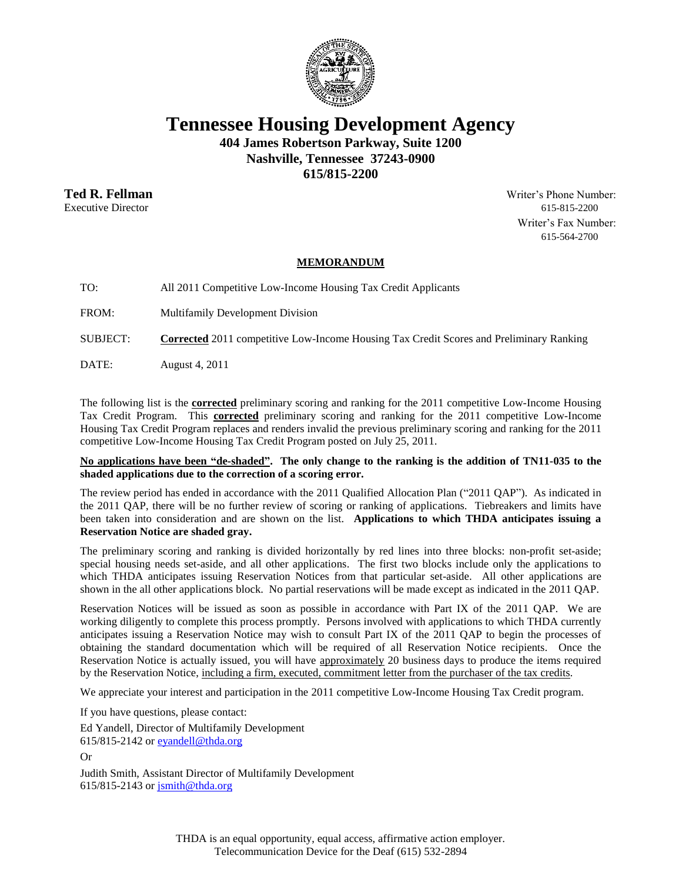# Tennessee Housing Development Agency

**404 James Robertson Parkway, Suite 1200**
**Nashville, Tennessee 37243-0900**
**615/815-2200**

**Ted R. Fellman**
Executive Director

Writer's Phone Number:
615-815-2200
Writer's Fax Number:
615-564-2700

## MEMORANDUM

TO: All 2011 Competitive Low-Income Housing Tax Credit Applicants

FROM: Multifamily Development Division

SUBJECT: **Corrected** 2011 competitive Low-Income Housing Tax Credit Scores and Preliminary Ranking

DATE: August 4, 2011

The following list is the **corrected** preliminary scoring and ranking for the 2011 competitive Low-Income Housing Tax Credit Program. This **corrected** preliminary scoring and ranking for the 2011 competitive Low-Income Housing Tax Credit Program replaces and renders invalid the previous preliminary scoring and ranking for the 2011 competitive Low-Income Housing Tax Credit Program posted on July 25, 2011.

**No applications have been "de-shaded". The only change to the ranking is the addition of TN11-035 to the shaded applications due to the correction of a scoring error.**

The review period has ended in accordance with the 2011 Qualified Allocation Plan ("2011 QAP"). As indicated in the 2011 QAP, there will be no further review of scoring or ranking of applications. Tiebreakers and limits have been taken into consideration and are shown on the list. **Applications to which THDA anticipates issuing a Reservation Notice are shaded gray.**

The preliminary scoring and ranking is divided horizontally by red lines into three blocks: non-profit set-aside; special housing needs set-aside, and all other applications. The first two blocks include only the applications to which THDA anticipates issuing Reservation Notices from that particular set-aside. All other applications are shown in the all other applications block. No partial reservations will be made except as indicated in the 2011 QAP.

Reservation Notices will be issued as soon as possible in accordance with Part IX of the 2011 QAP. We are working diligently to complete this process promptly. Persons involved with applications to which THDA currently anticipates issuing a Reservation Notice may wish to consult Part IX of the 2011 QAP to begin the processes of obtaining the standard documentation which will be required of all Reservation Notice recipients. Once the Reservation Notice is actually issued, you will have approximately 20 business days to produce the items required by the Reservation Notice, including a firm, executed, commitment letter from the purchaser of the tax credits.

We appreciate your interest and participation in the 2011 competitive Low-Income Housing Tax Credit program.

If you have questions, please contact:

Ed Yandell, Director of Multifamily Development
615/815-2142 or eyandell@thda.org

Or

Judith Smith, Assistant Director of Multifamily Development
615/815-2143 or jsmith@thda.org

THDA is an equal opportunity, equal access, affirmative action employer.
Telecommunication Device for the Deaf (615) 532-2894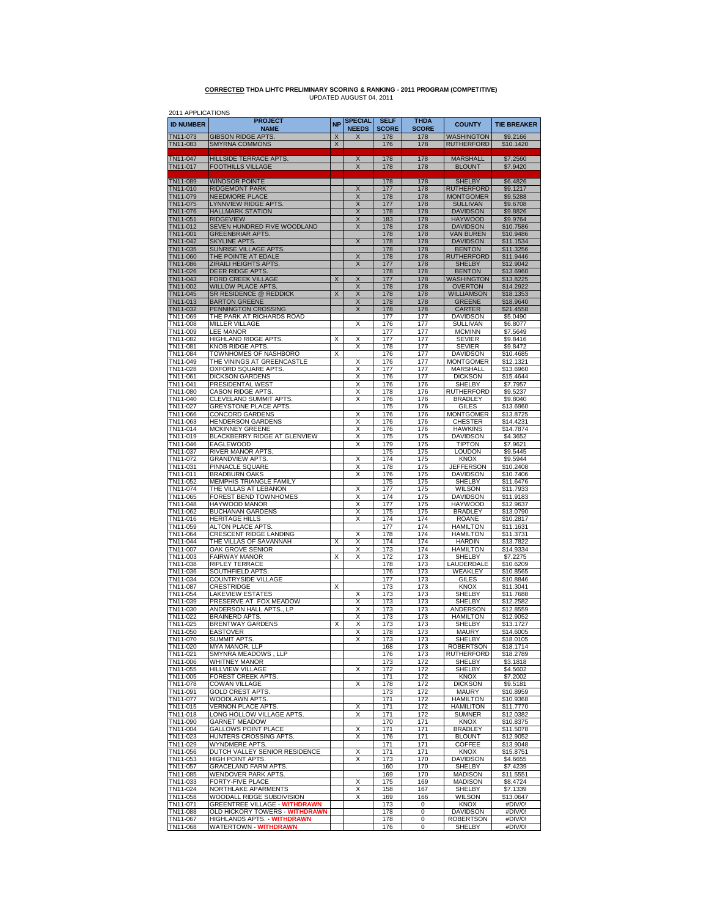**CORRECTED** THDA LIHTC PRELIMINARY SCORING & RANKING - 2011 PROGRAM (COMPETITIVE)
UPDATED AUGUST 04, 2011

2011 APPLICATIONS

| ID NUMBER | PROJECT NAME | NP | SPECIAL NEEDS | SELF SCORE | THDA SCORE | COUNTY | TIE BREAKER |
|---|---|---|---|---|---|---|---|
| TN11-073 | GIBSON RIDGE APTS. | X | X | 178 | 178 | WASHINGTON | $9.2166 |
| TN11-083 | SMYRNA COMMONS | X | | 176 | 178 | RUTHERFORD | $10.1420 |
| | | | | | | | |
| TN11-047 | HILLSIDE TERRACE APTS. | | X | 178 | 178 | MARSHALL | $7.2560 |
| TN11-017 | FOOTHILLS VILLAGE | | X | 178 | 178 | BLOUNT | $7.9420 |
| | | | | | | | |
| TN11-089 | WINDSOR POINTE | | | 178 | 178 | SHELBY | $6.4826 |
| TN11-010 | RIDGEMONT PARK | | X | 177 | 178 | RUTHERFORD | $9.1217 |
| TN11-079 | NEEDMORE PLACE | | X | 178 | 178 | MONTGOMER | $9.5288 |
| TN11-075 | LYNNVIEW RIDGE APTS. | | X | 177 | 178 | SULLIVAN | $9.6708 |
| TN11-076 | HALLMARK STATION | | X | 178 | 178 | DAVIDSON | $9.8826 |
| TN11-051 | RIDGEVIEW | | X | 183 | 178 | HAYWOOD | $9.9764 |
| TN11-012 | SEVEN HUNDRED FIVE WOODLAND | | X | 178 | 178 | DAVIDSON | $10.7586 |
| TN11-001 | GREENBRIAR APTS. | | | 178 | 178 | VAN BUREN | $10.9486 |
| TN11-042 | SKYLINE APTS. | | X | 178 | 178 | DAVIDSON | $11.1534 |
| TN11-035 | SUNRISE VILLAGE APTS. | | | 178 | 178 | BENTON | $11.3256 |
| TN11-060 | THE POINTE AT EDALE | | X | 178 | 178 | RUTHERFORD | $11.9446 |
| TN11-086 | ZIRAILI HEIGHTS APTS. | | X | 177 | 178 | SHELBY | $12.9042 |
| TN11-026 | DEER RIDGE APTS. | | | 178 | 178 | BENTON | $13.6960 |
| TN11-043 | FORD CREEK VILLAGE | X | X | 177 | 178 | WASHINGTON | $13.8225 |
| TN11-002 | WILLOW PLACE APTS. | | X | 178 | 178 | OVERTON | $14.2922 |
| TN11-045 | SR RESIDENCE @ REDDICK | X | X | 178 | 178 | WILLIAMSON | $18.1353 |
| TN11-013 | BARTON GREENE | | X | 178 | 178 | GREENE | $18.9640 |
| TN11-032 | PENNINGTON CROSSING | | X | 178 | 178 | CARTER | $21.4558 |
| TN11-069 | THE PARK AT RICHARDS ROAD | | | 177 | 177 | DAVIDSON | $5.0490 |
| TN11-008 | MILLER VILLAGE | | X | 176 | 177 | SULLIVAN | $6.8077 |
| TN11-009 | LEE MANOR | | | 177 | 177 | MCMINN | $7.5649 |
| TN11-082 | HIGHLAND RIDGE APTS. | X | X | 177 | 177 | SEVIER | $9.8416 |
| TN11-081 | KNOB RIDGE APTS. | | X | 178 | 177 | SEVIER | $9.8472 |
| TN11-084 | TOWNHOMES OF NASHBORO | X | | 176 | 177 | DAVIDSON | $10.4685 |
| TN11-049 | THE VININGS AT GREENCASTLE | | X | 176 | 177 | MONTGOMER | $12.1321 |
| TN11-028 | OXFORD SQUARE APTS. | | X | 177 | 177 | MARSHALL | $13.6960 |
| TN11-061 | DICKSON GARDENS | | X | 176 | 177 | DICKSON | $15.4644 |
| TN11-041 | PRESIDENTAL WEST | | X | 176 | 176 | SHELBY | $7.7957 |
| TN11-080 | CASON RIDGE APTS. | | X | 178 | 176 | RUTHERFORD | $9.5237 |
| TN11-040 | CLEVELAND SUMMIT APTS. | | X | 176 | 176 | BRADLEY | $9.8040 |
| TN11-027 | GREYSTONE PLACE APTS. | | | 175 | 176 | GILES | $13.6960 |
| TN11-066 | CONCORD GARDENS | | X | 176 | 176 | MONTGOMER | $13.8725 |
| TN11-063 | HENDERSON GARDENS | | X | 176 | 176 | CHESTER | $14.4231 |
| TN11-014 | MCKINNEY GREENE | | X | 176 | 176 | HAWKINS | $14.7874 |
| TN11-019 | BLACKBERRY RIDGE AT GLENVIEW | | X | 175 | 175 | DAVIDSON | $4.3652 |
| TN11-046 | EAGLEWOOD | | X | 179 | 175 | TIPTON | $7.9621 |
| TN11-037 | RIVER MANOR APTS. | | | 175 | 175 | LOUDON | $9.5445 |
| TN11-072 | GRANDVIEW APTS. | | X | 174 | 175 | KNOX | $9.5944 |
| TN11-031 | PINNACLE SQUARE | | X | 178 | 175 | JEFFERSON | $10.2408 |
| TN11-011 | BRADBURN OAKS | | X | 176 | 175 | DAVIDSON | $10.7406 |
| TN11-052 | MEMPHIS TRIANGLE FAMILY | | | 175 | 175 | SHELBY | $11.6476 |
| TN11-074 | THE VILLAS AT LEBANON | | X | 177 | 175 | WILSON | $11.7933 |
| TN11-065 | FOREST BEND TOWNHOMES | | X | 174 | 175 | DAVIDSON | $11.9183 |
| TN11-048 | HAYWOOD MANOR | | X | 177 | 175 | HAYWOOD | $12.9637 |
| TN11-062 | BUCHANAN GARDENS | | X | 175 | 175 | BRADLEY | $13.0790 |
| TN11-016 | HERITAGE HILLS | | X | 174 | 174 | ROANE | $10.2817 |
| TN11-059 | ALTON PLACE APTS. | | | 177 | 174 | HAMILTON | $11.1631 |
| TN11-064 | CRESCENT RIDGE LANDING | | X | 178 | 174 | HAMILTON | $11.3731 |
| TN11-044 | THE VILLAS OF SAVANNAH | X | X | 174 | 174 | HARDIN | $13.7822 |
| TN11-007 | OAK GROVE SENIOR | | X | 173 | 174 | HAMILTON | $14.9334 |
| TN11-003 | FAIRWAY MANOR | X | X | 172 | 173 | SHELBY | $7.2275 |
| TN11-038 | RIPLEY TERRACE | | | 178 | 173 | LAUDERDALE | $10.6209 |
| TN11-036 | SOUTHFIELD APTS. | | | 176 | 173 | WEAKLEY | $10.8565 |
| TN11-034 | COUNTRYSIDE VILLAGE | | | 177 | 173 | GILES | $10.8846 |
| TN11-087 | CRESTRIDGE | X | | 173 | 173 | KNOX | $11.3041 |
| TN11-054 | LAKEVIEW ESTATES | | X | 173 | 173 | SHELBY | $11.7688 |
| TN11-039 | PRESERVE AT FOX MEADOW | | X | 173 | 173 | SHELBY | $12.2582 |
| TN11-030 | ANDERSON HALL APTS., LP | | X | 173 | 173 | ANDERSON | $12.8559 |
| TN11-022 | BRAINERD APTS. | | X | 173 | 173 | HAMILTON | $12.9052 |
| TN11-025 | BRENTWAY GARDENS | X | X | 173 | 173 | SHELBY | $13.1727 |
| TN11-050 | EASTOVER | | X | 178 | 173 | MAURY | $14.6005 |
| TN11-070 | SUMMIT APTS. | | X | 173 | 173 | SHELBY | $18.0105 |
| TN11-020 | MYA MANOR, LLP | | | 168 | 173 | ROBERTSON | $18.1714 |
| TN11-021 | SMYNRA MEADOWS , LLP | | | 176 | 173 | RUTHERFORD | $18.2789 |
| TN11-006 | WHITNEY MANOR | | | 173 | 172 | SHELBY | $3.1818 |
| TN11-055 | HILLVIEW VILLAGE | | X | 172 | 172 | SHELBY | $4.5602 |
| TN11-005 | FOREST CREEK APTS. | | | 171 | 172 | KNOX | $7.2002 |
| TN11-078 | COWAN VILLAGE | | X | 178 | 172 | DICKSON | $9.5181 |
| TN11-091 | GOLD CREST APTS. | | | 173 | 172 | MAURY | $10.8959 |
| TN11-077 | WOODLAWN APTS. | | | 171 | 172 | HAMILTON | $10.9368 |
| TN11-015 | VERNON PLACE APTS. | | X | 171 | 172 | HAMILTON | $11.7770 |
| TN11-018 | LONG HOLLOW VILLAGE APTS. | | X | 171 | 172 | SUMNER | $12.0382 |
| TN11-090 | GARNET MEADOW | | | 170 | 171 | KNOX | $10.8375 |
| TN11-004 | GALLOWS POINT PLACE | | X | 171 | 171 | BRADLEY | $11.5078 |
| TN11-023 | HUNTERS CROSSING APTS. | | X | 176 | 171 | BLOUNT | $12.9052 |
| TN11-029 | WYNDMERE APTS. | | | 171 | 171 | COFFEE | $13.9048 |
| TN11-056 | DUTCH VALLEY SENIOR RESIDENCE | | X | 171 | 171 | KNOX | $15.8751 |
| TN11-053 | HIGH POINT APTS. | | X | 173 | 170 | DAVIDSON | $4.6655 |
| TN11-057 | GRACELAND FARM APTS. | | | 160 | 170 | SHELBY | $7.4239 |
| TN11-085 | WENDOVER PARK APTS. | | | 169 | 170 | MADISON | $11.5551 |
| TN11-033 | FORTY-FIVE PLACE | | X | 175 | 169 | MADISON | $8.4724 |
| TN11-024 | NORTHLAKE APARMENTS | | X | 158 | 167 | SHELBY | $7.1339 |
| TN11-058 | WOODALL RIDGE SUBDIVISION | | X | 169 | 166 | WILSON | $13.0647 |
| TN11-071 | GREENTREE VILLAGE - **WITHDRAWN** | | | 173 | 0 | KNOX | #DIV/0! |
| TN11-088 | OLD HICKORY TOWERS - **WITHDRAWN** | | | 178 | 0 | DAVIDSON | #DIV/0! |
| TN11-067 | HIGHLANDS APTS. - **WITHDRAWN** | | | 178 | 0 | ROBERTSON | #DIV/0! |
| TN11-068 | WATERTOWN - **WITHDRAWN** | | | 176 | 0 | SHELBY | #DIV/0! |